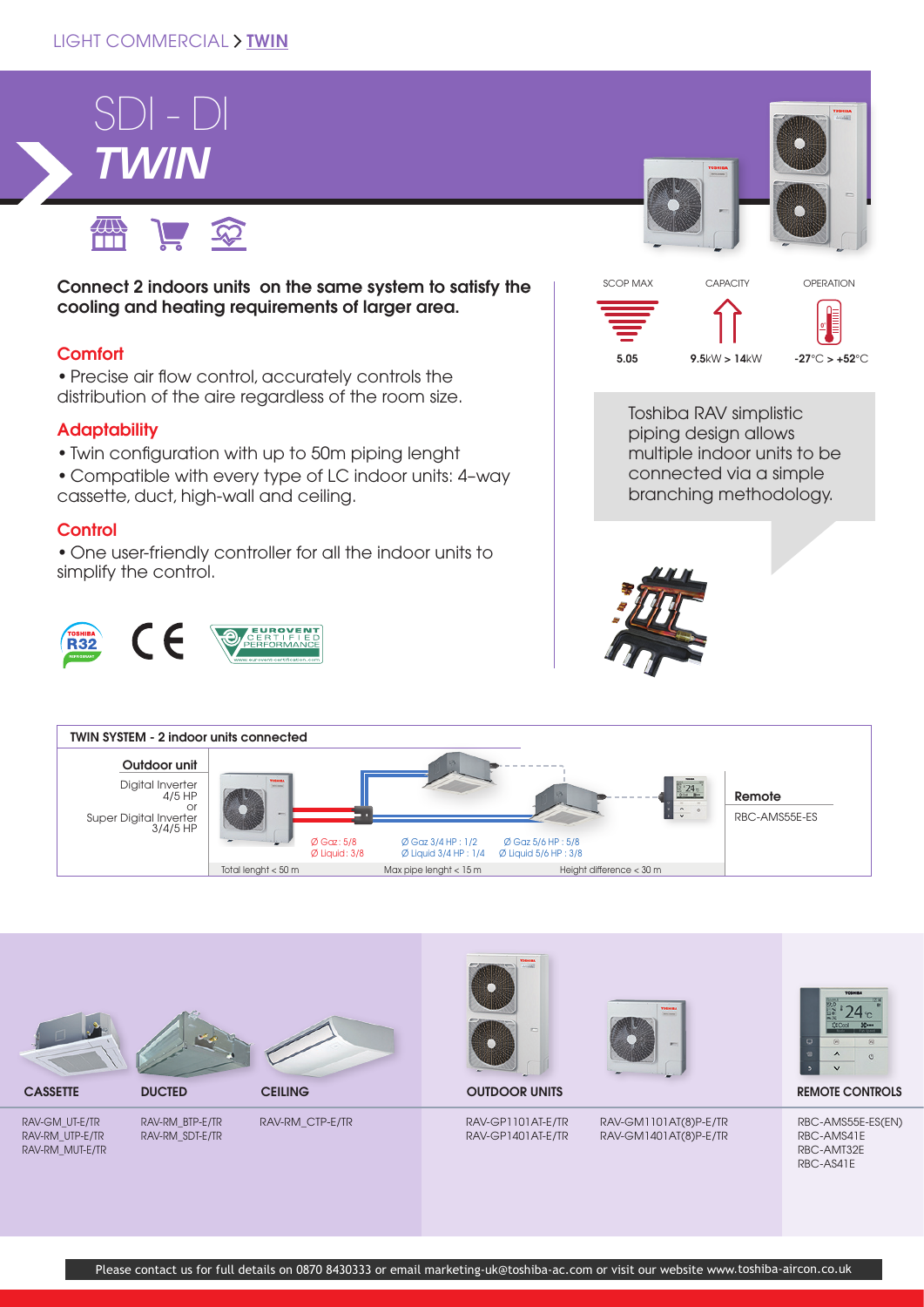LIGHT COMMERCIAL > **TWIN**

# SDI - DI
# *TWIN*

**Connect 2 indoors units on the same system to satisfy the cooling and heating requirements of larger area.**

## Comfort

• Precise air flow control, accurately controls the distribution of the aire regardless of the room size.

## Adaptability

• Twin configuration with up to 50m piping lenght

• Compatible with every type of LC indoor units: 4-way cassette, duct, high-wall and ceiling.

## Control

• One user-friendly controller for all the indoor units to simplify the control.

| SCOP MAX | CAPACITY | OPERATION |
|---|---|---|
| 5.05 | 9.5kW > 14kW | -27°C > +52°C |

Toshiba RAV simplistic piping design allows multiple indoor units to be connected via a simple branching methodology.

### TWIN SYSTEM - 2 indoor units connected

**Outdoor unit**

Digital Inverter 4/5 HP or Super Digital Inverter 3/4/5 HP

Ø Gaz : 5/8
Ø Liquid : 3/8

Ø Gaz 3/4 HP : 1/2
Ø Liquid 3/4 HP : 1/4

Ø Gaz 5/6 HP : 5/8
Ø Liquid 5/6 HP : 3/8

**Remote**

RBC-AMS55E-ES

Total lenght < 50 m | Max pipe lenght < 15 m | Height difference < 30 m

| CASSETTE | DUCTED | CEILING | OUTDOOR UNITS | | REMOTE CONTROLS |
|---|---|---|---|---|---|
| RAV-GM_UT-E/TR<br>RAV-RM_UTP-E/TR<br>RAV-RM_MUT-E/TR | RAV-RM_BTP-E/TR<br>RAV-RM_SDT-E/TR | RAV-RM_CTP-E/TR | RAV-GP1101AT-E/TR<br>RAV-GP1401AT-E/TR | RAV-GM1101AT(8)P-E/TR<br>RAV-GM1401AT(8)P-E/TR | RBC-AMS55E-ES(EN)<br>RBC-AMS41E<br>RBC-AMT32E<br>RBC-AS41E |

Please contact us for full details on 0870 8430333 or email marketing-uk@toshiba-ac.com or visit our website www.toshiba-aircon.co.uk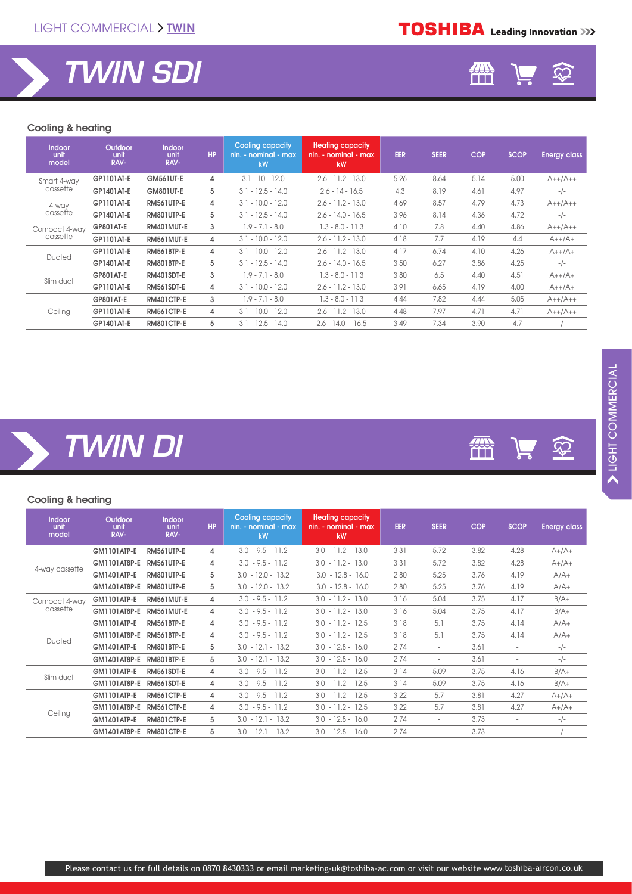LIGHT COMMERCIAL > **TWIN**

# TWIN SDI

### Cooling & heating

| Indoor unit model | Outdoor unit RAV- | Indoor unit RAV- | HP | Cooling capacity nin. - nominal - max kW | Heating capacity nin. - nominal - max kW | EER | SEER | COP | SCOP | Energy class |
|---|---|---|---|---|---|---|---|---|---|---|
| Smart 4-way cassette | GP1101AT-E | GM561UT-E | 4 | 3.1 - 10 - 12.0 | 2.6 - 11.2 - 13.0 | 5.26 | 8.64 | 5.14 | 5.00 | A++/A++ |
| | GP1401AT-E | GM801UT-E | 5 | 3.1 - 12.5 - 14.0 | 2.6 - 14 - 16.5 | 4.3 | 8.19 | 4.61 | 4.97 | -/- |
| 4-way cassette | GP1101AT-E | RM561UTP-E | 4 | 3.1 - 10.0 - 12.0 | 2.6 - 11.2 - 13.0 | 4.69 | 8.57 | 4.79 | 4.73 | A++/A++ |
| | GP1401AT-E | RM801UTP-E | 5 | 3.1 - 12.5 - 14.0 | 2.6 - 14.0 - 16.5 | 3.96 | 8.14 | 4.36 | 4.72 | -/- |
| Compact 4-way cassette | GP801AT-E | RM401MUT-E | 3 | 1.9 - 7.1 - 8.0 | 1.3 - 8.0 - 11.3 | 4.10 | 7.8 | 4.40 | 4.86 | A++/A++ |
| | GP1101AT-E | RM561MUT-E | 4 | 3.1 - 10.0 - 12.0 | 2.6 - 11.2 - 13.0 | 4.18 | 7.7 | 4.19 | 4.4 | A++/A+ |
| Ducted | GP1101AT-E | RM561BTP-E | 4 | 3.1 - 10.0 - 12.0 | 2.6 - 11.2 - 13.0 | 4.17 | 6.74 | 4.10 | 4.26 | A++/A+ |
| | GP1401AT-E | RM801BTP-E | 5 | 3.1 - 12.5 - 14.0 | 2.6 - 14.0 - 16.5 | 3.50 | 6.27 | 3.86 | 4.25 | -/- |
| Slim duct | GP801AT-E | RM401SDT-E | 3 | 1.9 - 7.1 - 8.0 | 1.3 - 8.0 - 11.3 | 3.80 | 6.5 | 4.40 | 4.51 | A++/A+ |
| | GP1101AT-E | RM561SDT-E | 4 | 3.1 - 10.0 - 12.0 | 2.6 - 11.2 - 13.0 | 3.91 | 6.65 | 4.19 | 4.00 | A++/A+ |
| Ceiling | GP801AT-E | RM401CTP-E | 3 | 1.9 - 7.1 - 8.0 | 1.3 - 8.0 - 11.3 | 4.44 | 7.82 | 4.44 | 5.05 | A++/A++ |
| | GP1101AT-E | RM561CTP-E | 4 | 3.1 - 10.0 - 12.0 | 2.6 - 11.2 - 13.0 | 4.48 | 7.97 | 4.71 | 4.71 | A++/A++ |
| | GP1401AT-E | RM801CTP-E | 5 | 3.1 - 12.5 - 14.0 | 2.6 - 14.0 - 16.5 | 3.49 | 7.34 | 3.90 | 4.7 | -/- |

# TWIN DI

### Cooling & heating

| Indoor unit model | Outdoor unit RAV- | Indoor unit RAV- | HP | Cooling capacity nin. - nominal - max kW | Heating capacity nin. - nominal - max kW | EER | SEER | COP | SCOP | Energy class |
|---|---|---|---|---|---|---|---|---|---|---|
| 4-way cassette | GM1101ATP-E | RM561UTP-E | 4 | 3.0 - 9.5 - 11.2 | 3.0 - 11.2 - 13.0 | 3.31 | 5.72 | 3.82 | 4.28 | A+/A+ |
| | GM1101AT8P-E | RM561UTP-E | 4 | 3.0 - 9.5 - 11.2 | 3.0 - 11.2 - 13.0 | 3.31 | 5.72 | 3.82 | 4.28 | A+/A+ |
| | GM1401ATP-E | RM801UTP-E | 5 | 3.0 - 12.0 - 13.2 | 3.0 - 12.8 - 16.0 | 2.80 | 5.25 | 3.76 | 4.19 | A/A+ |
| | GM1401AT8P-E | RM801UTP-E | 5 | 3.0 - 12.0 - 13.2 | 3.0 - 12.8 - 16.0 | 2.80 | 5.25 | 3.76 | 4.19 | A/A+ |
| Compact 4-way cassette | GM1101ATP-E | RM561MUT-E | 4 | 3.0 - 9.5 - 11.2 | 3.0 - 11.2 - 13.0 | 3.16 | 5.04 | 3.75 | 4.17 | B/A+ |
| | GM1101AT8P-E | RM561MUT-E | 4 | 3.0 - 9.5 - 11.2 | 3.0 - 11.2 - 13.0 | 3.16 | 5.04 | 3.75 | 4.17 | B/A+ |
| Ducted | GM1101ATP-E | RM561BTP-E | 4 | 3.0 - 9.5 - 11.2 | 3.0 - 11.2 - 12.5 | 3.18 | 5.1 | 3.75 | 4.14 | A/A+ |
| | GM1101AT8P-E | RM561BTP-E | 4 | 3.0 - 9.5 - 11.2 | 3.0 - 11.2 - 12.5 | 3.18 | 5.1 | 3.75 | 4.14 | A/A+ |
| | GM1401ATP-E | RM801BTP-E | 5 | 3.0 - 12.1 - 13.2 | 3.0 - 12.8 - 16.0 | 2.74 | - | 3.61 | - | -/- |
| | GM1401AT8P-E | RM801BTP-E | 5 | 3.0 - 12.1 - 13.2 | 3.0 - 12.8 - 16.0 | 2.74 | - | 3.61 | - | -/- |
| Slim duct | GM1101ATP-E | RM561SDT-E | 4 | 3.0 - 9.5 - 11.2 | 3.0 - 11.2 - 12.5 | 3.14 | 5.09 | 3.75 | 4.16 | B/A+ |
| | GM1101AT8P-E | RM561SDT-E | 4 | 3.0 - 9.5 - 11.2 | 3.0 - 11.2 - 12.5 | 3.14 | 5.09 | 3.75 | 4.16 | B/A+ |
| Ceiling | GM1101ATP-E | RM561CTP-E | 4 | 3.0 - 9.5 - 11.2 | 3.0 - 11.2 - 12.5 | 3.22 | 5.7 | 3.81 | 4.27 | A+/A+ |
| | GM1101AT8P-E | RM561CTP-E | 4 | 3.0 - 9.5 - 11.2 | 3.0 - 11.2 - 12.5 | 3.22 | 5.7 | 3.81 | 4.27 | A+/A+ |
| | GM1401ATP-E | RM801CTP-E | 5 | 3.0 - 12.1 - 13.2 | 3.0 - 12.8 - 16.0 | 2.74 | - | 3.73 | - | -/- |
| | GM1401AT8P-E | RM801CTP-E | 5 | 3.0 - 12.1 - 13.2 | 3.0 - 12.8 - 16.0 | 2.74 | - | 3.73 | - | -/- |

Please contact us for full details on 0870 8430333 or email marketing-uk@toshiba-ac.com or visit our website www.toshiba-aircon.co.uk